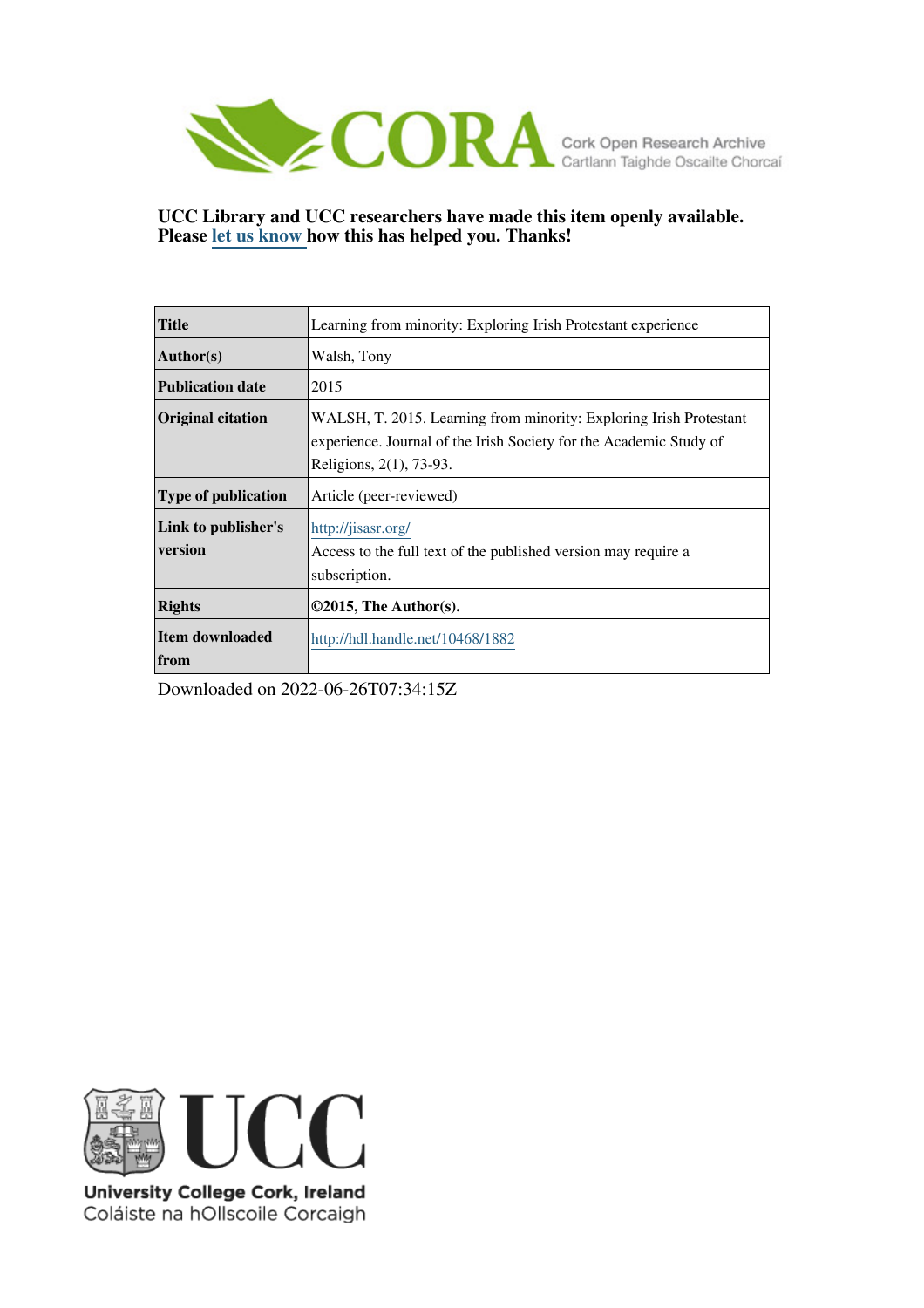CORA Cork Open Research Archive
Cartlann Taighde Oscailte Chorcaí

**UCC Library and UCC researchers have made this item openly available. Please let us know how this has helped you. Thanks!**

| | |
|---|---|
| **Title** | Learning from minority: Exploring Irish Protestant experience |
| **Author(s)** | Walsh, Tony |
| **Publication date** | 2015 |
| **Original citation** | WALSH, T. 2015. Learning from minority: Exploring Irish Protestant experience. Journal of the Irish Society for the Academic Study of Religions, 2(1), 73-93. |
| **Type of publication** | Article (peer-reviewed) |
| **Link to publisher's version** | http://jisasr.org/ Access to the full text of the published version may require a subscription. |
| **Rights** | **©2015, The Author(s).** |
| **Item downloaded from** | http://hdl.handle.net/10468/1882 |

Downloaded on 2022-06-26T07:34:15Z

University College Cork, Ireland
Coláiste na hOllscoile Corcaigh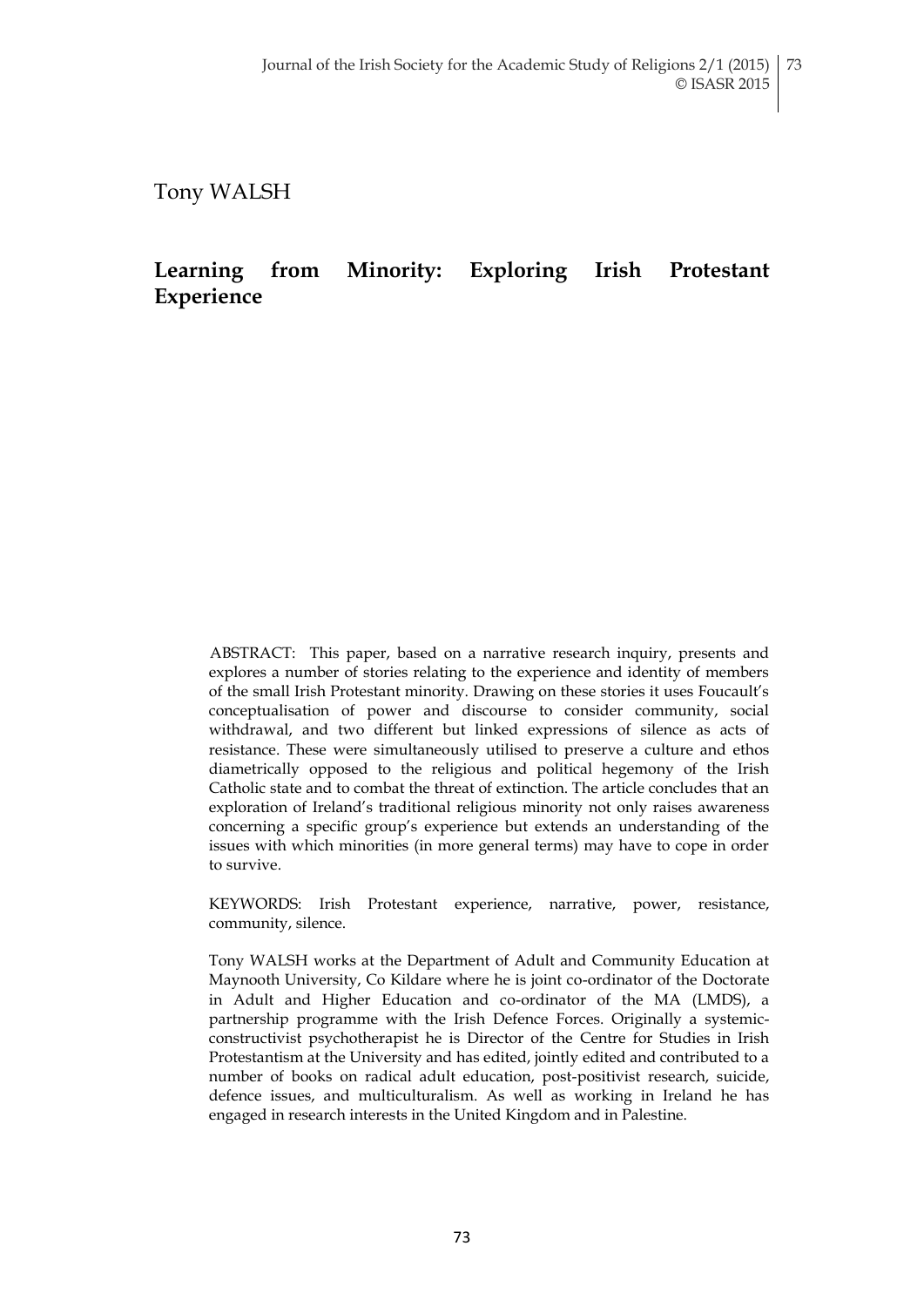Tony WALSH

# Learning from Minority: Exploring Irish Protestant Experience

ABSTRACT: This paper, based on a narrative research inquiry, presents and explores a number of stories relating to the experience and identity of members of the small Irish Protestant minority. Drawing on these stories it uses Foucault's conceptualisation of power and discourse to consider community, social withdrawal, and two different but linked expressions of silence as acts of resistance. These were simultaneously utilised to preserve a culture and ethos diametrically opposed to the religious and political hegemony of the Irish Catholic state and to combat the threat of extinction. The article concludes that an exploration of Ireland's traditional religious minority not only raises awareness concerning a specific group's experience but extends an understanding of the issues with which minorities (in more general terms) may have to cope in order to survive.

KEYWORDS: Irish Protestant experience, narrative, power, resistance, community, silence.

Tony WALSH works at the Department of Adult and Community Education at Maynooth University, Co Kildare where he is joint co-ordinator of the Doctorate in Adult and Higher Education and co-ordinator of the MA (LMDS), a partnership programme with the Irish Defence Forces. Originally a systemic-constructivist psychotherapist he is Director of the Centre for Studies in Irish Protestantism at the University and has edited, jointly edited and contributed to a number of books on radical adult education, post-positivist research, suicide, defence issues, and multiculturalism. As well as working in Ireland he has engaged in research interests in the United Kingdom and in Palestine.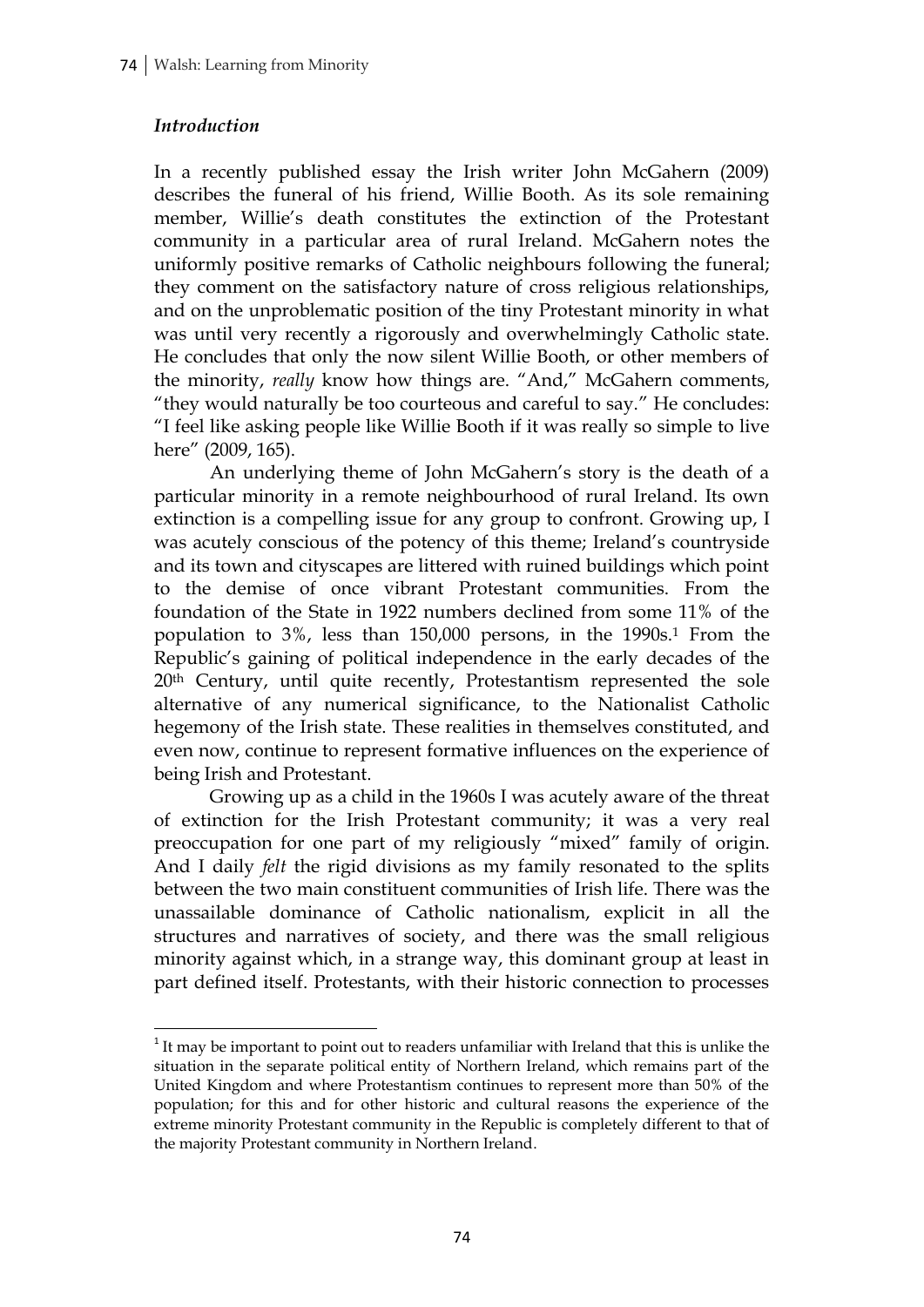### *Introduction*

In a recently published essay the Irish writer John McGahern (2009) describes the funeral of his friend, Willie Booth. As its sole remaining member, Willie's death constitutes the extinction of the Protestant community in a particular area of rural Ireland. McGahern notes the uniformly positive remarks of Catholic neighbours following the funeral; they comment on the satisfactory nature of cross religious relationships, and on the unproblematic position of the tiny Protestant minority in what was until very recently a rigorously and overwhelmingly Catholic state. He concludes that only the now silent Willie Booth, or other members of the minority, *really* know how things are. "And," McGahern comments, "they would naturally be too courteous and careful to say." He concludes: "I feel like asking people like Willie Booth if it was really so simple to live here" (2009, 165).

An underlying theme of John McGahern's story is the death of a particular minority in a remote neighbourhood of rural Ireland. Its own extinction is a compelling issue for any group to confront. Growing up, I was acutely conscious of the potency of this theme; Ireland's countryside and its town and cityscapes are littered with ruined buildings which point to the demise of once vibrant Protestant communities. From the foundation of the State in 1922 numbers declined from some 11% of the population to 3%, less than 150,000 persons, in the 1990s.[1] From the Republic's gaining of political independence in the early decades of the 20th Century, until quite recently, Protestantism represented the sole alternative of any numerical significance, to the Nationalist Catholic hegemony of the Irish state. These realities in themselves constituted, and even now, continue to represent formative influences on the experience of being Irish and Protestant.

Growing up as a child in the 1960s I was acutely aware of the threat of extinction for the Irish Protestant community; it was a very real preoccupation for one part of my religiously "mixed" family of origin. And I daily *felt* the rigid divisions as my family resonated to the splits between the two main constituent communities of Irish life. There was the unassailable dominance of Catholic nationalism, explicit in all the structures and narratives of society, and there was the small religious minority against which, in a strange way, this dominant group at least in part defined itself. Protestants, with their historic connection to processes

[1] It may be important to point out to readers unfamiliar with Ireland that this is unlike the situation in the separate political entity of Northern Ireland, which remains part of the United Kingdom and where Protestantism continues to represent more than 50% of the population; for this and for other historic and cultural reasons the experience of the extreme minority Protestant community in the Republic is completely different to that of the majority Protestant community in Northern Ireland.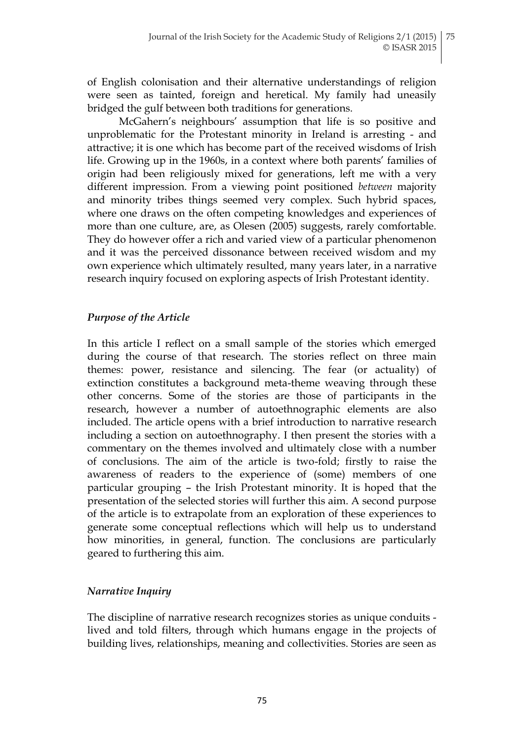of English colonisation and their alternative understandings of religion were seen as tainted, foreign and heretical. My family had uneasily bridged the gulf between both traditions for generations.

McGahern's neighbours' assumption that life is so positive and unproblematic for the Protestant minority in Ireland is arresting - and attractive; it is one which has become part of the received wisdoms of Irish life. Growing up in the 1960s, in a context where both parents' families of origin had been religiously mixed for generations, left me with a very different impression. From a viewing point positioned *between* majority and minority tribes things seemed very complex. Such hybrid spaces, where one draws on the often competing knowledges and experiences of more than one culture, are, as Olesen (2005) suggests, rarely comfortable. They do however offer a rich and varied view of a particular phenomenon and it was the perceived dissonance between received wisdom and my own experience which ultimately resulted, many years later, in a narrative research inquiry focused on exploring aspects of Irish Protestant identity.

### *Purpose of the Article*

In this article I reflect on a small sample of the stories which emerged during the course of that research. The stories reflect on three main themes: power, resistance and silencing. The fear (or actuality) of extinction constitutes a background meta-theme weaving through these other concerns. Some of the stories are those of participants in the research, however a number of autoethnographic elements are also included. The article opens with a brief introduction to narrative research including a section on autoethnography. I then present the stories with a commentary on the themes involved and ultimately close with a number of conclusions. The aim of the article is two-fold; firstly to raise the awareness of readers to the experience of (some) members of one particular grouping – the Irish Protestant minority. It is hoped that the presentation of the selected stories will further this aim. A second purpose of the article is to extrapolate from an exploration of these experiences to generate some conceptual reflections which will help us to understand how minorities, in general, function. The conclusions are particularly geared to furthering this aim.

### *Narrative Inquiry*

The discipline of narrative research recognizes stories as unique conduits - lived and told filters, through which humans engage in the projects of building lives, relationships, meaning and collectivities. Stories are seen as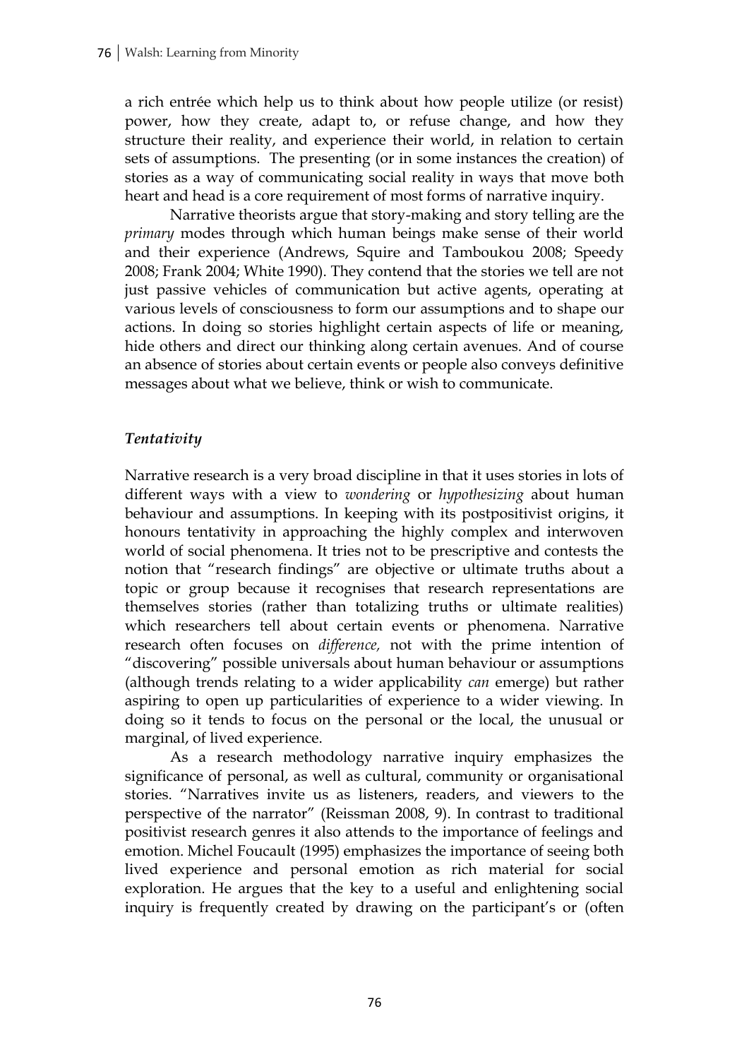a rich entrée which help us to think about how people utilize (or resist) power, how they create, adapt to, or refuse change, and how they structure their reality, and experience their world, in relation to certain sets of assumptions. The presenting (or in some instances the creation) of stories as a way of communicating social reality in ways that move both heart and head is a core requirement of most forms of narrative inquiry.

Narrative theorists argue that story-making and story telling are the *primary* modes through which human beings make sense of their world and their experience (Andrews, Squire and Tamboukou 2008; Speedy 2008; Frank 2004; White 1990). They contend that the stories we tell are not just passive vehicles of communication but active agents, operating at various levels of consciousness to form our assumptions and to shape our actions. In doing so stories highlight certain aspects of life or meaning, hide others and direct our thinking along certain avenues. And of course an absence of stories about certain events or people also conveys definitive messages about what we believe, think or wish to communicate.

### *Tentativity*

Narrative research is a very broad discipline in that it uses stories in lots of different ways with a view to *wondering* or *hypothesizing* about human behaviour and assumptions. In keeping with its postpositivist origins, it honours tentativity in approaching the highly complex and interwoven world of social phenomena. It tries not to be prescriptive and contests the notion that "research findings" are objective or ultimate truths about a topic or group because it recognises that research representations are themselves stories (rather than totalizing truths or ultimate realities) which researchers tell about certain events or phenomena. Narrative research often focuses on *difference,* not with the prime intention of "discovering" possible universals about human behaviour or assumptions (although trends relating to a wider applicability *can* emerge) but rather aspiring to open up particularities of experience to a wider viewing. In doing so it tends to focus on the personal or the local, the unusual or marginal, of lived experience.

As a research methodology narrative inquiry emphasizes the significance of personal, as well as cultural, community or organisational stories. "Narratives invite us as listeners, readers, and viewers to the perspective of the narrator" (Reissman 2008, 9). In contrast to traditional positivist research genres it also attends to the importance of feelings and emotion. Michel Foucault (1995) emphasizes the importance of seeing both lived experience and personal emotion as rich material for social exploration. He argues that the key to a useful and enlightening social inquiry is frequently created by drawing on the participant's or (often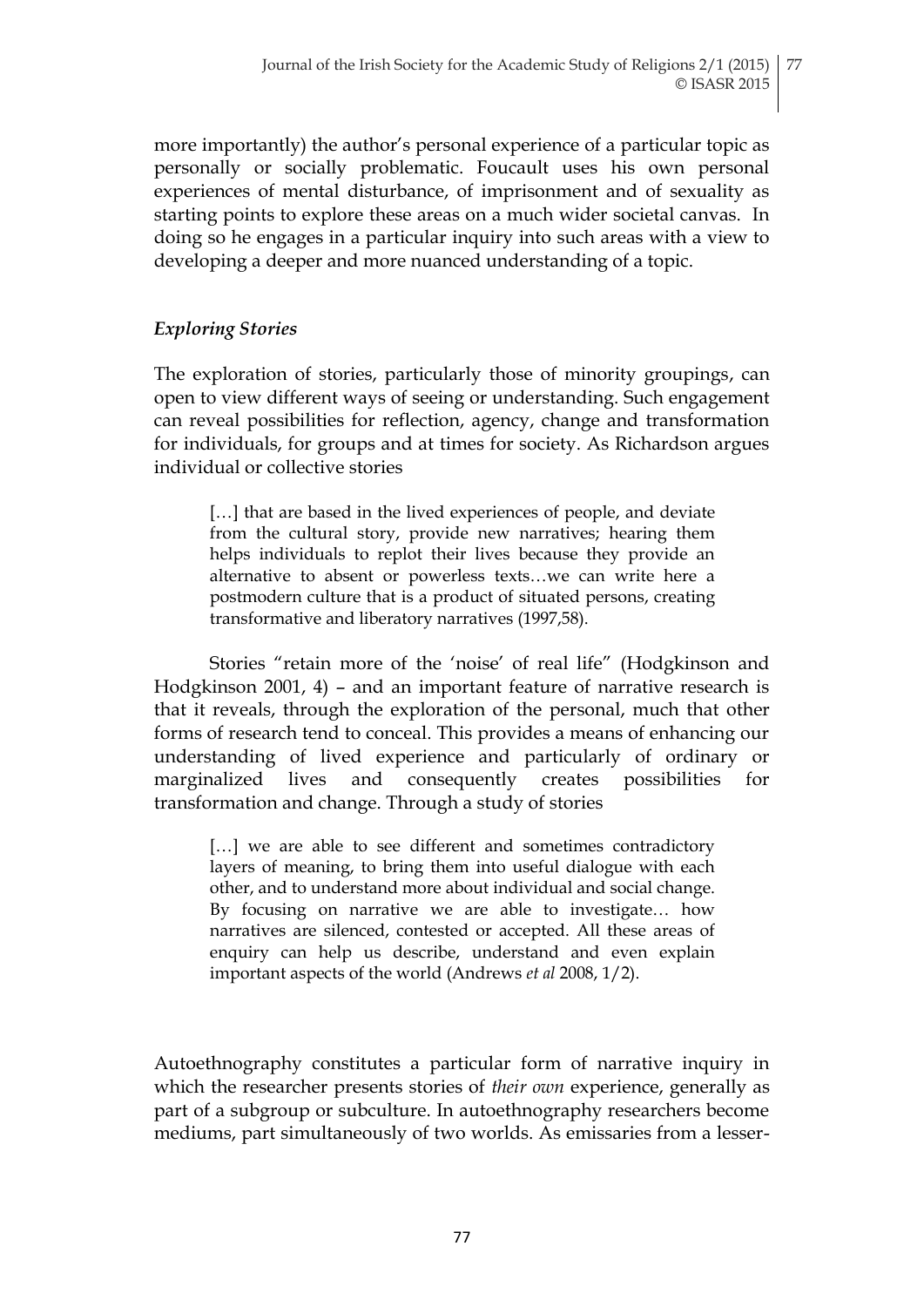more importantly) the author's personal experience of a particular topic as personally or socially problematic. Foucault uses his own personal experiences of mental disturbance, of imprisonment and of sexuality as starting points to explore these areas on a much wider societal canvas. In doing so he engages in a particular inquiry into such areas with a view to developing a deeper and more nuanced understanding of a topic.

### *Exploring Stories*

The exploration of stories, particularly those of minority groupings, can open to view different ways of seeing or understanding. Such engagement can reveal possibilities for reflection, agency, change and transformation for individuals, for groups and at times for society. As Richardson argues individual or collective stories

> […] that are based in the lived experiences of people, and deviate from the cultural story, provide new narratives; hearing them helps individuals to replot their lives because they provide an alternative to absent or powerless texts…we can write here a postmodern culture that is a product of situated persons, creating transformative and liberatory narratives (1997,58).

Stories "retain more of the 'noise' of real life" (Hodgkinson and Hodgkinson 2001, 4) – and an important feature of narrative research is that it reveals, through the exploration of the personal, much that other forms of research tend to conceal. This provides a means of enhancing our understanding of lived experience and particularly of ordinary or marginalized lives and consequently creates possibilities for transformation and change. Through a study of stories

> […] we are able to see different and sometimes contradictory layers of meaning, to bring them into useful dialogue with each other, and to understand more about individual and social change. By focusing on narrative we are able to investigate… how narratives are silenced, contested or accepted. All these areas of enquiry can help us describe, understand and even explain important aspects of the world (Andrews *et al* 2008, 1/2).

Autoethnography constitutes a particular form of narrative inquiry in which the researcher presents stories of *their own* experience, generally as part of a subgroup or subculture. In autoethnography researchers become mediums, part simultaneously of two worlds. As emissaries from a lesser-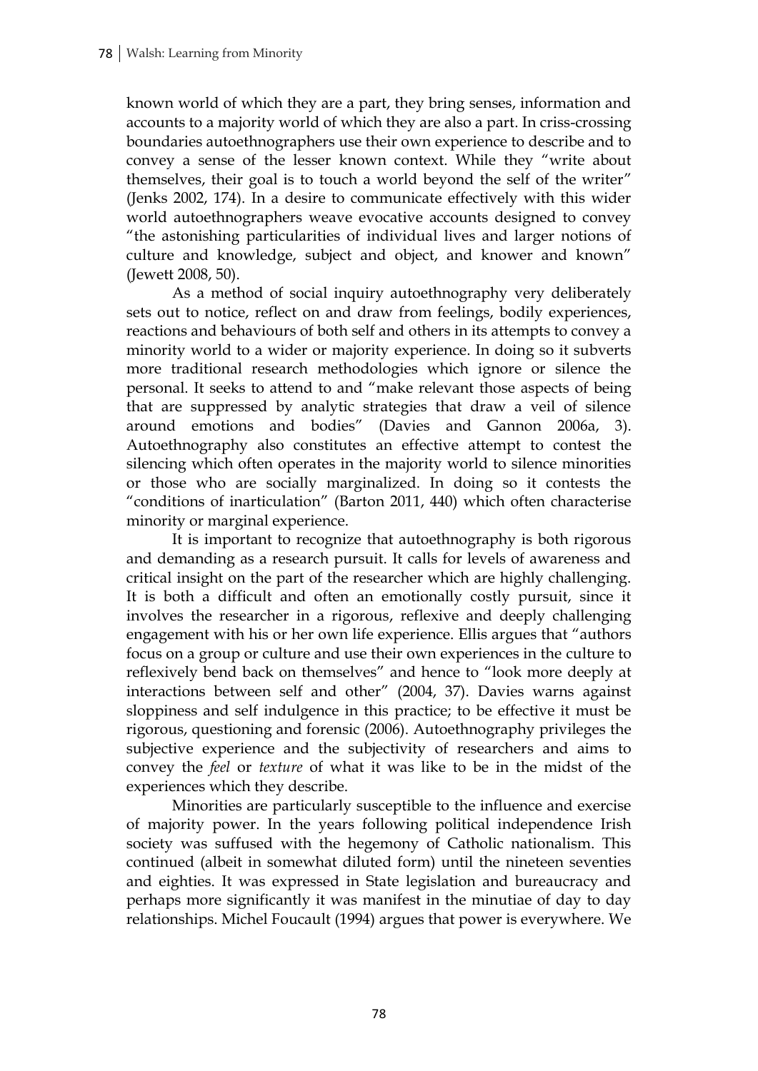known world of which they are a part, they bring senses, information and accounts to a majority world of which they are also a part. In criss-crossing boundaries autoethnographers use their own experience to describe and to convey a sense of the lesser known context. While they "write about themselves, their goal is to touch a world beyond the self of the writer" (Jenks 2002, 174). In a desire to communicate effectively with this wider world autoethnographers weave evocative accounts designed to convey "the astonishing particularities of individual lives and larger notions of culture and knowledge, subject and object, and knower and known" (Jewett 2008, 50).

As a method of social inquiry autoethnography very deliberately sets out to notice, reflect on and draw from feelings, bodily experiences, reactions and behaviours of both self and others in its attempts to convey a minority world to a wider or majority experience. In doing so it subverts more traditional research methodologies which ignore or silence the personal. It seeks to attend to and "make relevant those aspects of being that are suppressed by analytic strategies that draw a veil of silence around emotions and bodies" (Davies and Gannon 2006a, 3). Autoethnography also constitutes an effective attempt to contest the silencing which often operates in the majority world to silence minorities or those who are socially marginalized. In doing so it contests the "conditions of inarticulation" (Barton 2011, 440) which often characterise minority or marginal experience.

It is important to recognize that autoethnography is both rigorous and demanding as a research pursuit. It calls for levels of awareness and critical insight on the part of the researcher which are highly challenging. It is both a difficult and often an emotionally costly pursuit, since it involves the researcher in a rigorous, reflexive and deeply challenging engagement with his or her own life experience. Ellis argues that "authors focus on a group or culture and use their own experiences in the culture to reflexively bend back on themselves" and hence to "look more deeply at interactions between self and other" (2004, 37). Davies warns against sloppiness and self indulgence in this practice; to be effective it must be rigorous, questioning and forensic (2006). Autoethnography privileges the subjective experience and the subjectivity of researchers and aims to convey the *feel* or *texture* of what it was like to be in the midst of the experiences which they describe.

Minorities are particularly susceptible to the influence and exercise of majority power. In the years following political independence Irish society was suffused with the hegemony of Catholic nationalism. This continued (albeit in somewhat diluted form) until the nineteen seventies and eighties. It was expressed in State legislation and bureaucracy and perhaps more significantly it was manifest in the minutiae of day to day relationships. Michel Foucault (1994) argues that power is everywhere. We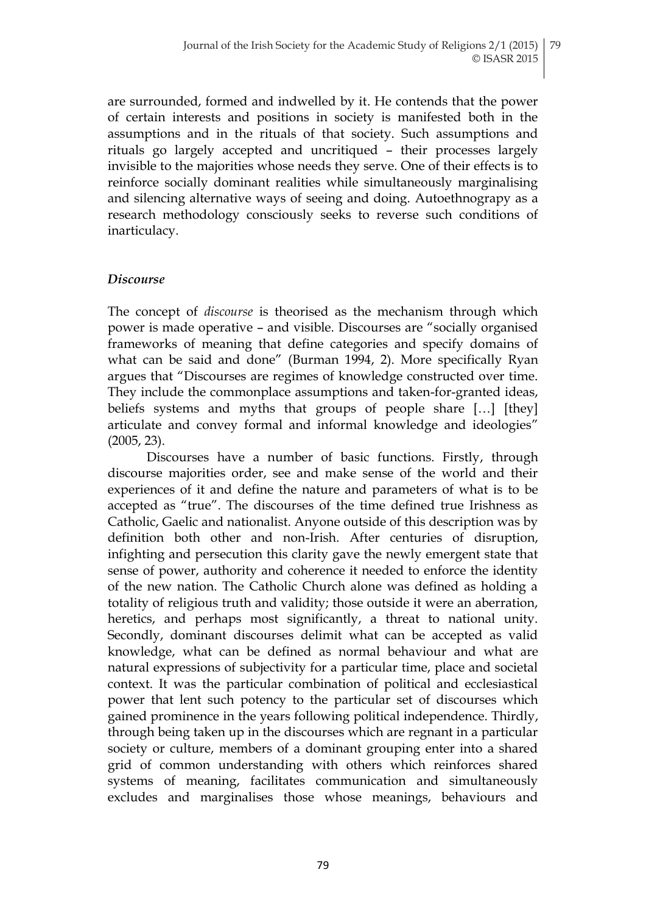are surrounded, formed and indwelled by it. He contends that the power of certain interests and positions in society is manifested both in the assumptions and in the rituals of that society. Such assumptions and rituals go largely accepted and uncritiqued – their processes largely invisible to the majorities whose needs they serve. One of their effects is to reinforce socially dominant realities while simultaneously marginalising and silencing alternative ways of seeing and doing. Autoethnograpy as a research methodology consciously seeks to reverse such conditions of inarticulacy.

### *Discourse*

The concept of *discourse* is theorised as the mechanism through which power is made operative – and visible. Discourses are "socially organised frameworks of meaning that define categories and specify domains of what can be said and done" (Burman 1994, 2). More specifically Ryan argues that "Discourses are regimes of knowledge constructed over time. They include the commonplace assumptions and taken-for-granted ideas, beliefs systems and myths that groups of people share […] [they] articulate and convey formal and informal knowledge and ideologies" (2005, 23).

Discourses have a number of basic functions. Firstly, through discourse majorities order, see and make sense of the world and their experiences of it and define the nature and parameters of what is to be accepted as "true". The discourses of the time defined true Irishness as Catholic, Gaelic and nationalist. Anyone outside of this description was by definition both other and non-Irish. After centuries of disruption, infighting and persecution this clarity gave the newly emergent state that sense of power, authority and coherence it needed to enforce the identity of the new nation. The Catholic Church alone was defined as holding a totality of religious truth and validity; those outside it were an aberration, heretics, and perhaps most significantly, a threat to national unity. Secondly, dominant discourses delimit what can be accepted as valid knowledge, what can be defined as normal behaviour and what are natural expressions of subjectivity for a particular time, place and societal context. It was the particular combination of political and ecclesiastical power that lent such potency to the particular set of discourses which gained prominence in the years following political independence. Thirdly, through being taken up in the discourses which are regnant in a particular society or culture, members of a dominant grouping enter into a shared grid of common understanding with others which reinforces shared systems of meaning, facilitates communication and simultaneously excludes and marginalises those whose meanings, behaviours and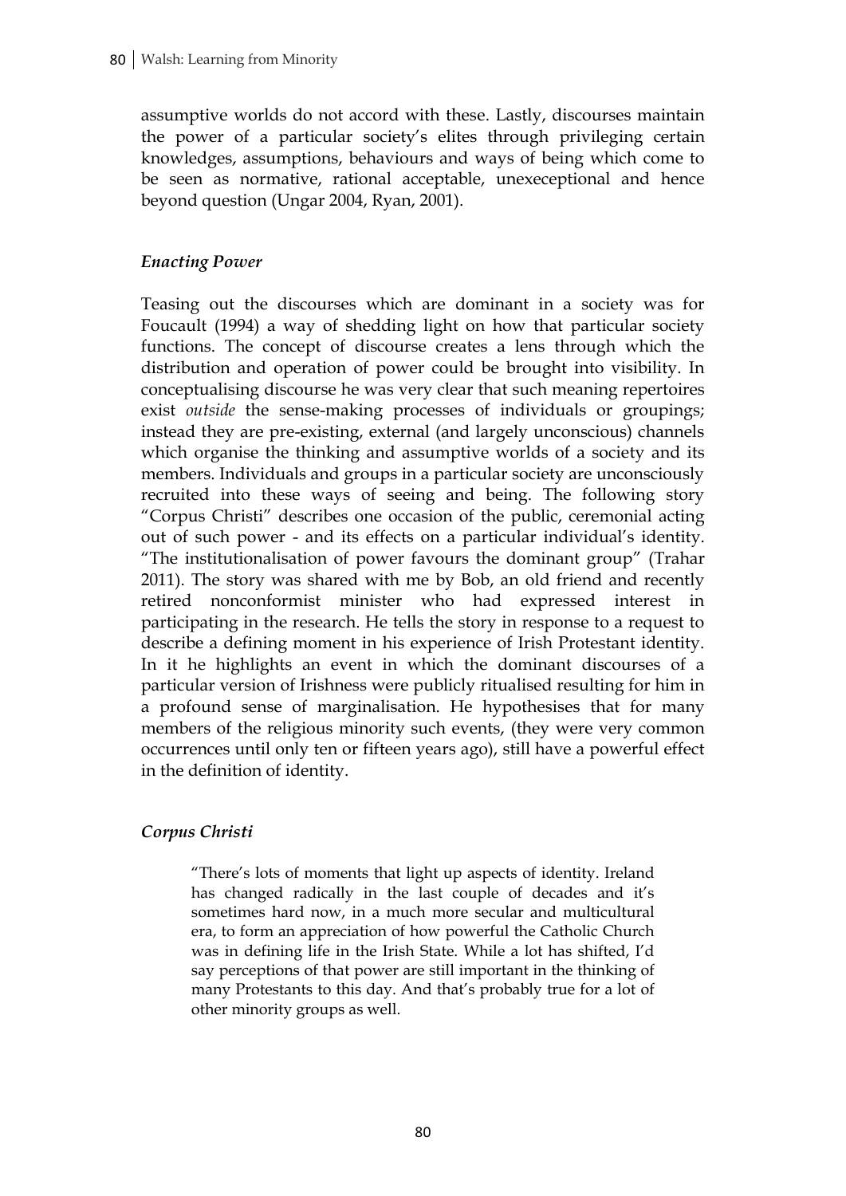assumptive worlds do not accord with these. Lastly, discourses maintain the power of a particular society's elites through privileging certain knowledges, assumptions, behaviours and ways of being which come to be seen as normative, rational acceptable, unexeceptional and hence beyond question (Ungar 2004, Ryan, 2001).

### *Enacting Power*

Teasing out the discourses which are dominant in a society was for Foucault (1994) a way of shedding light on how that particular society functions. The concept of discourse creates a lens through which the distribution and operation of power could be brought into visibility. In conceptualising discourse he was very clear that such meaning repertoires exist *outside* the sense-making processes of individuals or groupings; instead they are pre-existing, external (and largely unconscious) channels which organise the thinking and assumptive worlds of a society and its members. Individuals and groups in a particular society are unconsciously recruited into these ways of seeing and being. The following story "Corpus Christi" describes one occasion of the public, ceremonial acting out of such power - and its effects on a particular individual's identity. "The institutionalisation of power favours the dominant group" (Trahar 2011). The story was shared with me by Bob, an old friend and recently retired nonconformist minister who had expressed interest in participating in the research. He tells the story in response to a request to describe a defining moment in his experience of Irish Protestant identity. In it he highlights an event in which the dominant discourses of a particular version of Irishness were publicly ritualised resulting for him in a profound sense of marginalisation. He hypothesises that for many members of the religious minority such events, (they were very common occurrences until only ten or fifteen years ago), still have a powerful effect in the definition of identity.

### *Corpus Christi*

> "There's lots of moments that light up aspects of identity. Ireland has changed radically in the last couple of decades and it's sometimes hard now, in a much more secular and multicultural era, to form an appreciation of how powerful the Catholic Church was in defining life in the Irish State. While a lot has shifted, I'd say perceptions of that power are still important in the thinking of many Protestants to this day. And that's probably true for a lot of other minority groups as well.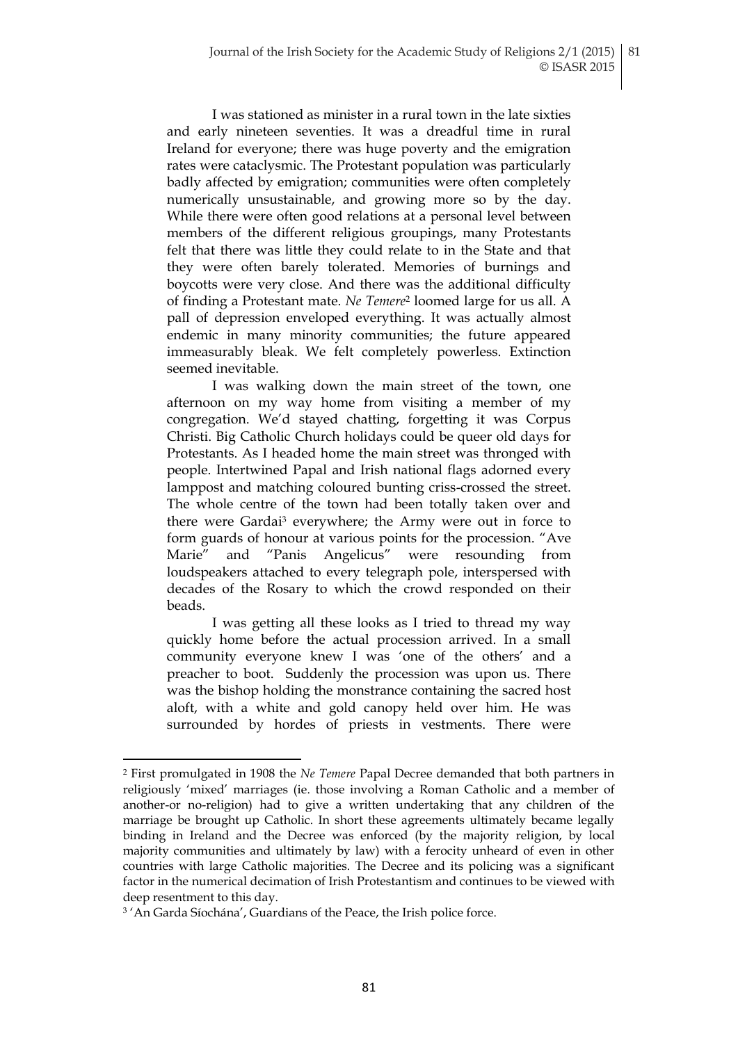I was stationed as minister in a rural town in the late sixties and early nineteen seventies. It was a dreadful time in rural Ireland for everyone; there was huge poverty and the emigration rates were cataclysmic. The Protestant population was particularly badly affected by emigration; communities were often completely numerically unsustainable, and growing more so by the day. While there were often good relations at a personal level between members of the different religious groupings, many Protestants felt that there was little they could relate to in the State and that they were often barely tolerated. Memories of burnings and boycotts were very close. And there was the additional difficulty of finding a Protestant mate. *Ne Temere*[2] loomed large for us all. A pall of depression enveloped everything. It was actually almost endemic in many minority communities; the future appeared immeasurably bleak. We felt completely powerless. Extinction seemed inevitable.

I was walking down the main street of the town, one afternoon on my way home from visiting a member of my congregation. We'd stayed chatting, forgetting it was Corpus Christi. Big Catholic Church holidays could be queer old days for Protestants. As I headed home the main street was thronged with people. Intertwined Papal and Irish national flags adorned every lamppost and matching coloured bunting criss-crossed the street. The whole centre of the town had been totally taken over and there were Gardai[3] everywhere; the Army were out in force to form guards of honour at various points for the procession. "Ave Marie" and "Panis Angelicus" were resounding from loudspeakers attached to every telegraph pole, interspersed with decades of the Rosary to which the crowd responded on their beads.

I was getting all these looks as I tried to thread my way quickly home before the actual procession arrived. In a small community everyone knew I was 'one of the others' and a preacher to boot. Suddenly the procession was upon us. There was the bishop holding the monstrance containing the sacred host aloft, with a white and gold canopy held over him. He was surrounded by hordes of priests in vestments. There were

---

[2] First promulgated in 1908 the *Ne Temere* Papal Decree demanded that both partners in religiously 'mixed' marriages (ie. those involving a Roman Catholic and a member of another-or no-religion) had to give a written undertaking that any children of the marriage be brought up Catholic. In short these agreements ultimately became legally binding in Ireland and the Decree was enforced (by the majority religion, by local majority communities and ultimately by law) with a ferocity unheard of even in other countries with large Catholic majorities. The Decree and its policing was a significant factor in the numerical decimation of Irish Protestantism and continues to be viewed with deep resentment to this day.

[3] 'An Garda Síochána', Guardians of the Peace, the Irish police force.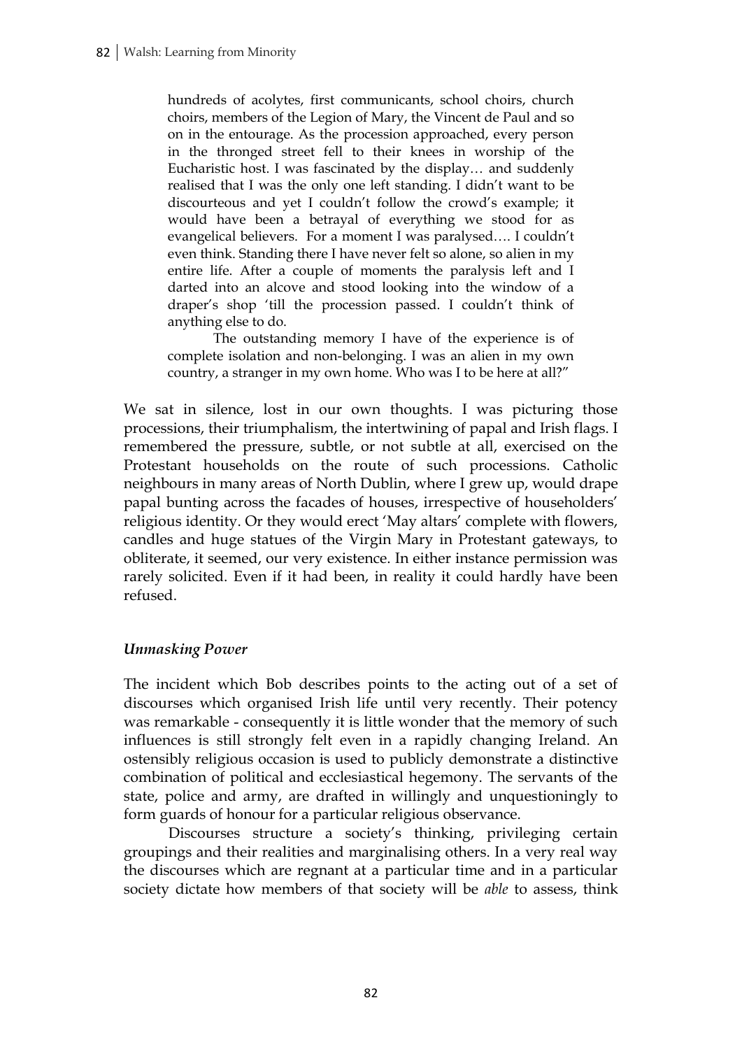> hundreds of acolytes, first communicants, school choirs, church choirs, members of the Legion of Mary, the Vincent de Paul and so on in the entourage. As the procession approached, every person in the thronged street fell to their knees in worship of the Eucharistic host. I was fascinated by the display… and suddenly realised that I was the only one left standing. I didn't want to be discourteous and yet I couldn't follow the crowd's example; it would have been a betrayal of everything we stood for as evangelical believers. For a moment I was paralysed…. I couldn't even think. Standing there I have never felt so alone, so alien in my entire life. After a couple of moments the paralysis left and I darted into an alcove and stood looking into the window of a draper's shop 'till the procession passed. I couldn't think of anything else to do.
>
> The outstanding memory I have of the experience is of complete isolation and non-belonging. I was an alien in my own country, a stranger in my own home. Who was I to be here at all?"

We sat in silence, lost in our own thoughts. I was picturing those processions, their triumphalism, the intertwining of papal and Irish flags. I remembered the pressure, subtle, or not subtle at all, exercised on the Protestant households on the route of such processions. Catholic neighbours in many areas of North Dublin, where I grew up, would drape papal bunting across the facades of houses, irrespective of householders' religious identity. Or they would erect 'May altars' complete with flowers, candles and huge statues of the Virgin Mary in Protestant gateways, to obliterate, it seemed, our very existence. In either instance permission was rarely solicited. Even if it had been, in reality it could hardly have been refused.

### *Unmasking Power*

The incident which Bob describes points to the acting out of a set of discourses which organised Irish life until very recently. Their potency was remarkable - consequently it is little wonder that the memory of such influences is still strongly felt even in a rapidly changing Ireland. An ostensibly religious occasion is used to publicly demonstrate a distinctive combination of political and ecclesiastical hegemony. The servants of the state, police and army, are drafted in willingly and unquestioningly to form guards of honour for a particular religious observance.

Discourses structure a society's thinking, privileging certain groupings and their realities and marginalising others. In a very real way the discourses which are regnant at a particular time and in a particular society dictate how members of that society will be *able* to assess, think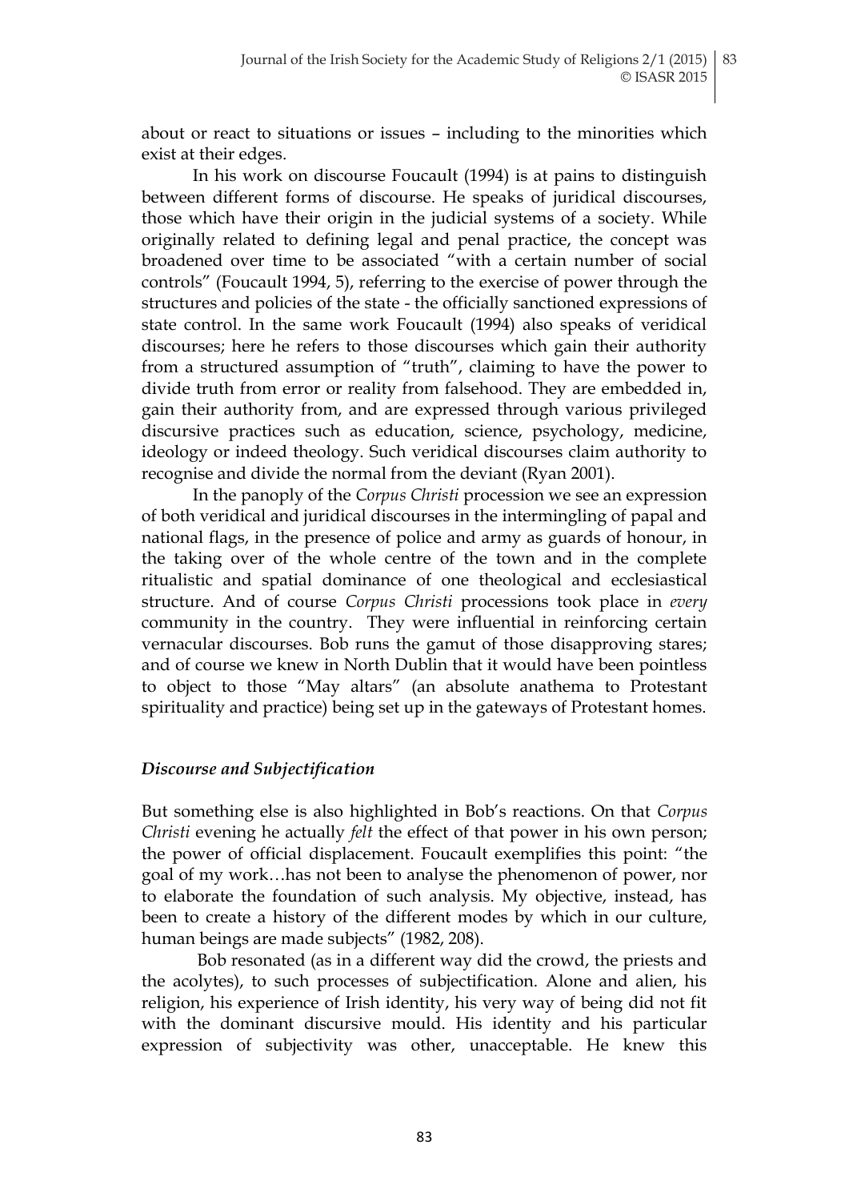about or react to situations or issues – including to the minorities which exist at their edges.

In his work on discourse Foucault (1994) is at pains to distinguish between different forms of discourse. He speaks of juridical discourses, those which have their origin in the judicial systems of a society. While originally related to defining legal and penal practice, the concept was broadened over time to be associated "with a certain number of social controls" (Foucault 1994, 5), referring to the exercise of power through the structures and policies of the state - the officially sanctioned expressions of state control. In the same work Foucault (1994) also speaks of veridical discourses; here he refers to those discourses which gain their authority from a structured assumption of "truth", claiming to have the power to divide truth from error or reality from falsehood. They are embedded in, gain their authority from, and are expressed through various privileged discursive practices such as education, science, psychology, medicine, ideology or indeed theology. Such veridical discourses claim authority to recognise and divide the normal from the deviant (Ryan 2001).

In the panoply of the *Corpus Christi* procession we see an expression of both veridical and juridical discourses in the intermingling of papal and national flags, in the presence of police and army as guards of honour, in the taking over of the whole centre of the town and in the complete ritualistic and spatial dominance of one theological and ecclesiastical structure. And of course *Corpus Christi* processions took place in *every* community in the country. They were influential in reinforcing certain vernacular discourses. Bob runs the gamut of those disapproving stares; and of course we knew in North Dublin that it would have been pointless to object to those "May altars" (an absolute anathema to Protestant spirituality and practice) being set up in the gateways of Protestant homes.

### *Discourse and Subjectification*

But something else is also highlighted in Bob's reactions. On that *Corpus Christi* evening he actually *felt* the effect of that power in his own person; the power of official displacement. Foucault exemplifies this point: "the goal of my work…has not been to analyse the phenomenon of power, nor to elaborate the foundation of such analysis. My objective, instead, has been to create a history of the different modes by which in our culture, human beings are made subjects" (1982, 208).

Bob resonated (as in a different way did the crowd, the priests and the acolytes), to such processes of subjectification. Alone and alien, his religion, his experience of Irish identity, his very way of being did not fit with the dominant discursive mould. His identity and his particular expression of subjectivity was other, unacceptable. He knew this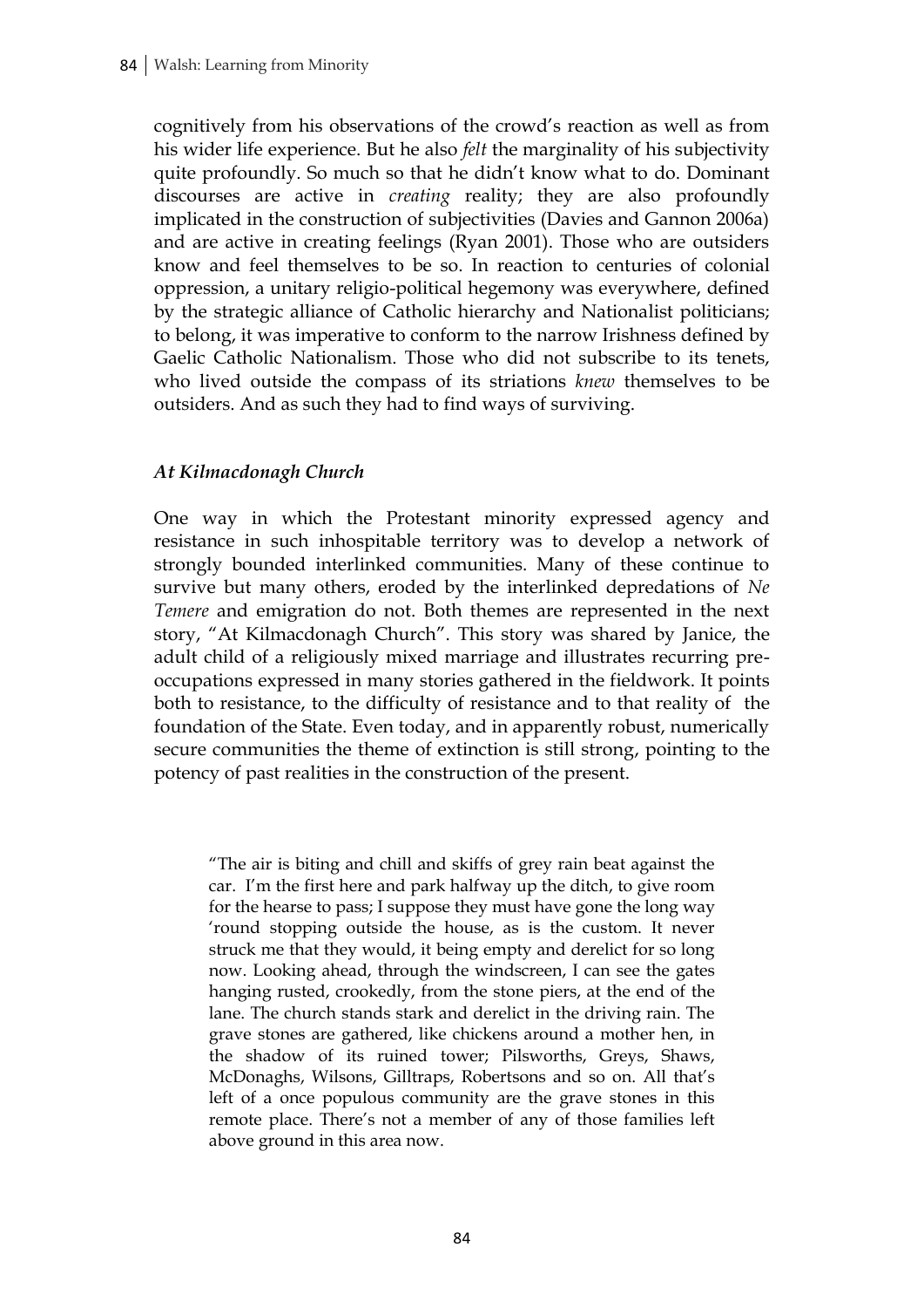cognitively from his observations of the crowd's reaction as well as from his wider life experience. But he also *felt* the marginality of his subjectivity quite profoundly. So much so that he didn't know what to do. Dominant discourses are active in *creating* reality; they are also profoundly implicated in the construction of subjectivities (Davies and Gannon 2006a) and are active in creating feelings (Ryan 2001). Those who are outsiders know and feel themselves to be so. In reaction to centuries of colonial oppression, a unitary religio-political hegemony was everywhere, defined by the strategic alliance of Catholic hierarchy and Nationalist politicians; to belong, it was imperative to conform to the narrow Irishness defined by Gaelic Catholic Nationalism. Those who did not subscribe to its tenets, who lived outside the compass of its striations *knew* themselves to be outsiders. And as such they had to find ways of surviving.

### *At Kilmacdonagh Church*

One way in which the Protestant minority expressed agency and resistance in such inhospitable territory was to develop a network of strongly bounded interlinked communities. Many of these continue to survive but many others, eroded by the interlinked depredations of *Ne Temere* and emigration do not. Both themes are represented in the next story, "At Kilmacdonagh Church". This story was shared by Janice, the adult child of a religiously mixed marriage and illustrates recurring pre-occupations expressed in many stories gathered in the fieldwork. It points both to resistance, to the difficulty of resistance and to that reality of the foundation of the State. Even today, and in apparently robust, numerically secure communities the theme of extinction is still strong, pointing to the potency of past realities in the construction of the present.

> "The air is biting and chill and skiffs of grey rain beat against the car. I'm the first here and park halfway up the ditch, to give room for the hearse to pass; I suppose they must have gone the long way 'round stopping outside the house, as is the custom. It never struck me that they would, it being empty and derelict for so long now. Looking ahead, through the windscreen, I can see the gates hanging rusted, crookedly, from the stone piers, at the end of the lane. The church stands stark and derelict in the driving rain. The grave stones are gathered, like chickens around a mother hen, in the shadow of its ruined tower; Pilsworths, Greys, Shaws, McDonaghs, Wilsons, Gilltraps, Robertsons and so on. All that's left of a once populous community are the grave stones in this remote place. There's not a member of any of those families left above ground in this area now.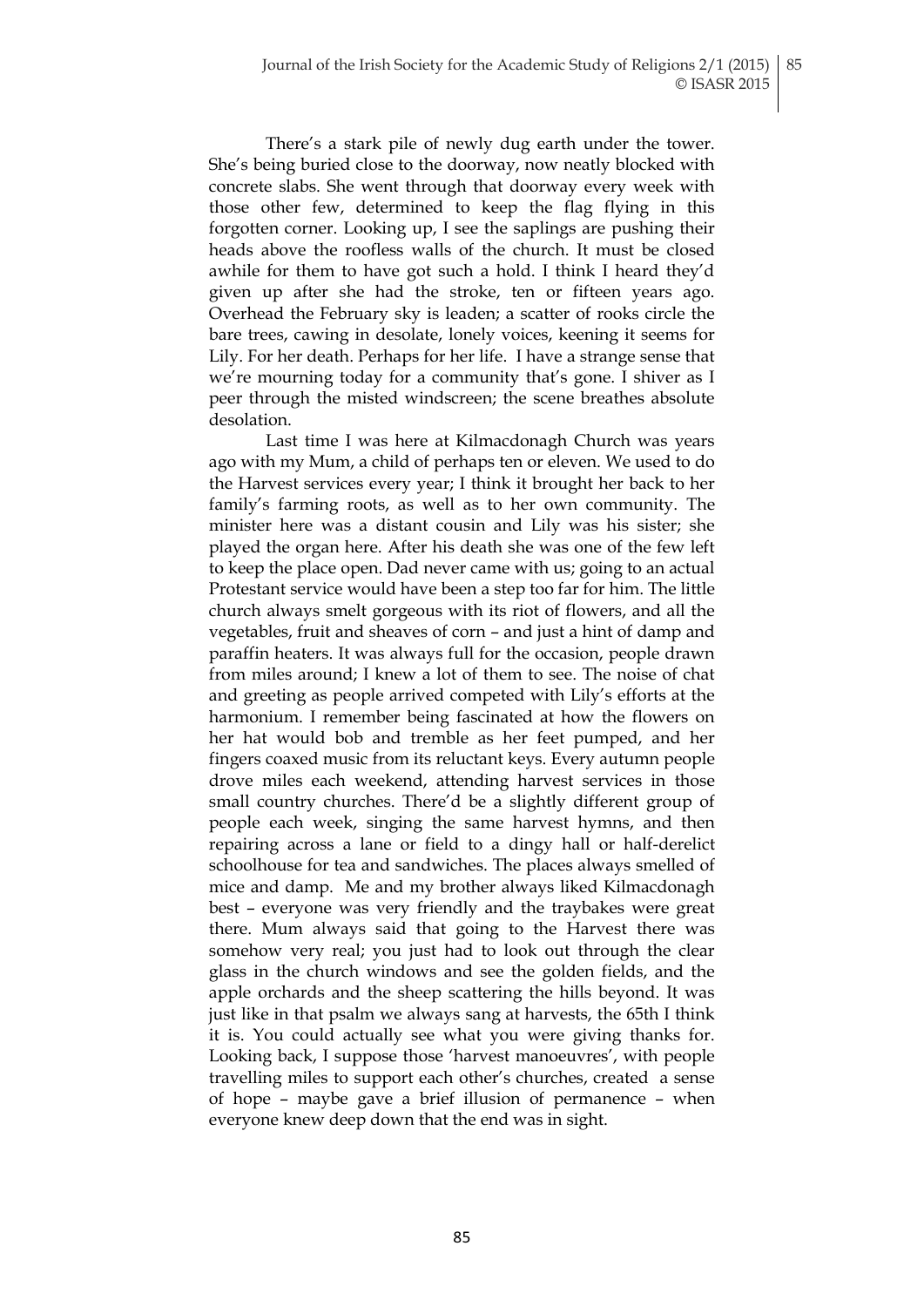There's a stark pile of newly dug earth under the tower. She's being buried close to the doorway, now neatly blocked with concrete slabs. She went through that doorway every week with those other few, determined to keep the flag flying in this forgotten corner. Looking up, I see the saplings are pushing their heads above the roofless walls of the church. It must be closed awhile for them to have got such a hold. I think I heard they'd given up after she had the stroke, ten or fifteen years ago. Overhead the February sky is leaden; a scatter of rooks circle the bare trees, cawing in desolate, lonely voices, keening it seems for Lily. For her death. Perhaps for her life. I have a strange sense that we're mourning today for a community that's gone. I shiver as I peer through the misted windscreen; the scene breathes absolute desolation.

Last time I was here at Kilmacdonagh Church was years ago with my Mum, a child of perhaps ten or eleven. We used to do the Harvest services every year; I think it brought her back to her family's farming roots, as well as to her own community. The minister here was a distant cousin and Lily was his sister; she played the organ here. After his death she was one of the few left to keep the place open. Dad never came with us; going to an actual Protestant service would have been a step too far for him. The little church always smelt gorgeous with its riot of flowers, and all the vegetables, fruit and sheaves of corn – and just a hint of damp and paraffin heaters. It was always full for the occasion, people drawn from miles around; I knew a lot of them to see. The noise of chat and greeting as people arrived competed with Lily's efforts at the harmonium. I remember being fascinated at how the flowers on her hat would bob and tremble as her feet pumped, and her fingers coaxed music from its reluctant keys. Every autumn people drove miles each weekend, attending harvest services in those small country churches. There'd be a slightly different group of people each week, singing the same harvest hymns, and then repairing across a lane or field to a dingy hall or half-derelict schoolhouse for tea and sandwiches. The places always smelled of mice and damp. Me and my brother always liked Kilmacdonagh best – everyone was very friendly and the traybakes were great there. Mum always said that going to the Harvest there was somehow very real; you just had to look out through the clear glass in the church windows and see the golden fields, and the apple orchards and the sheep scattering the hills beyond. It was just like in that psalm we always sang at harvests, the 65th I think it is. You could actually see what you were giving thanks for. Looking back, I suppose those 'harvest manoeuvres', with people travelling miles to support each other's churches, created a sense of hope – maybe gave a brief illusion of permanence – when everyone knew deep down that the end was in sight.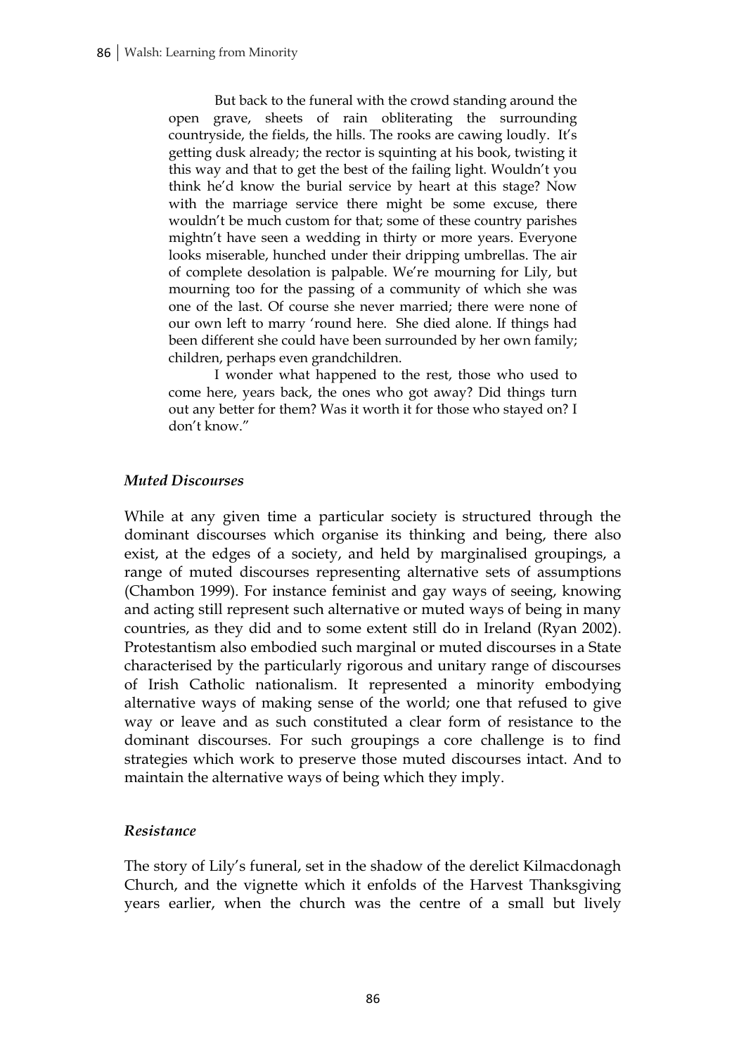But back to the funeral with the crowd standing around the open grave, sheets of rain obliterating the surrounding countryside, the fields, the hills. The rooks are cawing loudly. It's getting dusk already; the rector is squinting at his book, twisting it this way and that to get the best of the failing light. Wouldn't you think he'd know the burial service by heart at this stage? Now with the marriage service there might be some excuse, there wouldn't be much custom for that; some of these country parishes mightn't have seen a wedding in thirty or more years. Everyone looks miserable, hunched under their dripping umbrellas. The air of complete desolation is palpable. We're mourning for Lily, but mourning too for the passing of a community of which she was one of the last. Of course she never married; there were none of our own left to marry 'round here. She died alone. If things had been different she could have been surrounded by her own family; children, perhaps even grandchildren.

I wonder what happened to the rest, those who used to come here, years back, the ones who got away? Did things turn out any better for them? Was it worth it for those who stayed on? I don't know."

### *Muted Discourses*

While at any given time a particular society is structured through the dominant discourses which organise its thinking and being, there also exist, at the edges of a society, and held by marginalised groupings, a range of muted discourses representing alternative sets of assumptions (Chambon 1999). For instance feminist and gay ways of seeing, knowing and acting still represent such alternative or muted ways of being in many countries, as they did and to some extent still do in Ireland (Ryan 2002). Protestantism also embodied such marginal or muted discourses in a State characterised by the particularly rigorous and unitary range of discourses of Irish Catholic nationalism. It represented a minority embodying alternative ways of making sense of the world; one that refused to give way or leave and as such constituted a clear form of resistance to the dominant discourses. For such groupings a core challenge is to find strategies which work to preserve those muted discourses intact. And to maintain the alternative ways of being which they imply.

### *Resistance*

The story of Lily's funeral, set in the shadow of the derelict Kilmacdonagh Church, and the vignette which it enfolds of the Harvest Thanksgiving years earlier, when the church was the centre of a small but lively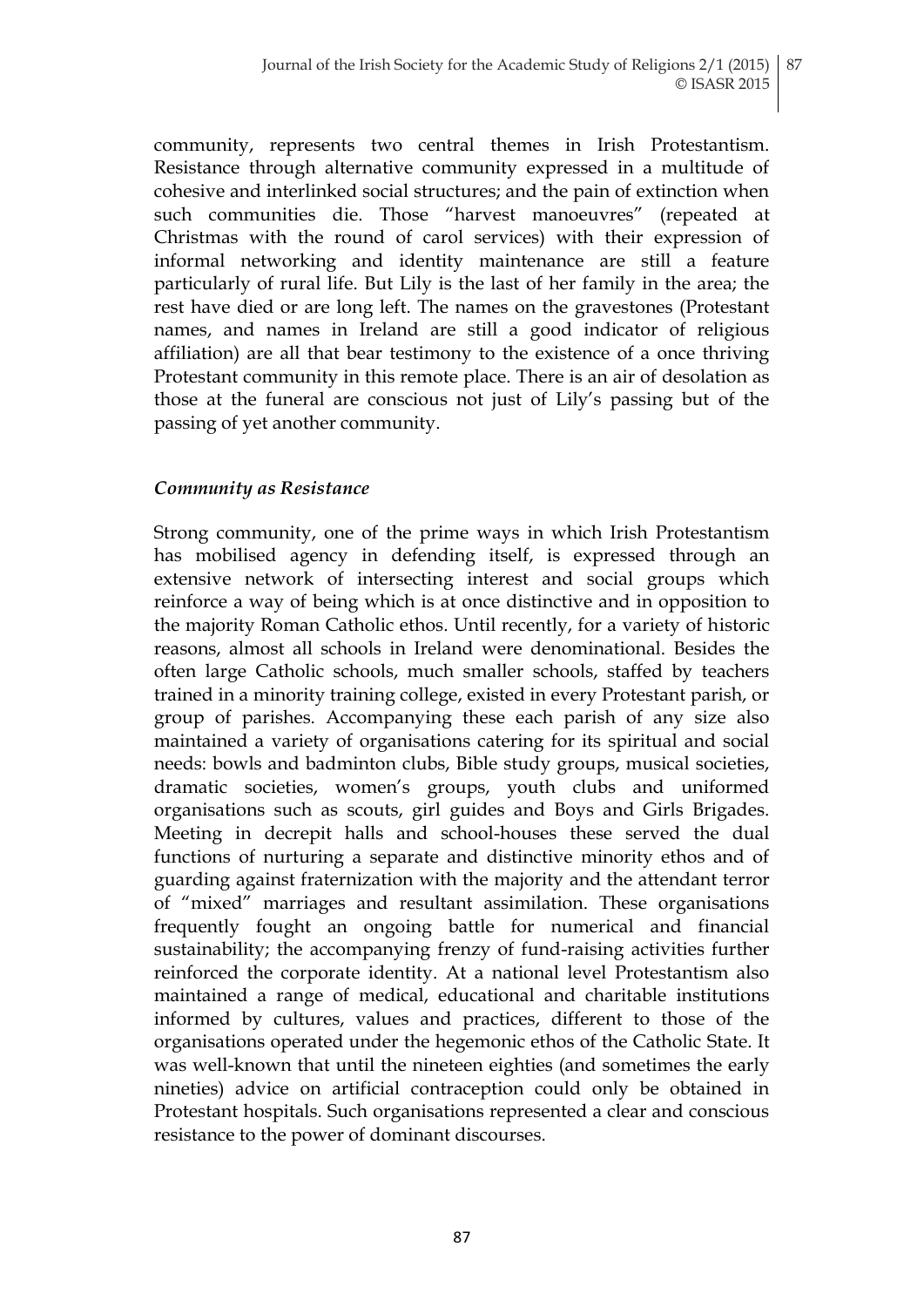community, represents two central themes in Irish Protestantism. Resistance through alternative community expressed in a multitude of cohesive and interlinked social structures; and the pain of extinction when such communities die. Those "harvest manoeuvres" (repeated at Christmas with the round of carol services) with their expression of informal networking and identity maintenance are still a feature particularly of rural life. But Lily is the last of her family in the area; the rest have died or are long left. The names on the gravestones (Protestant names, and names in Ireland are still a good indicator of religious affiliation) are all that bear testimony to the existence of a once thriving Protestant community in this remote place. There is an air of desolation as those at the funeral are conscious not just of Lily's passing but of the passing of yet another community.

### *Community as Resistance*

Strong community, one of the prime ways in which Irish Protestantism has mobilised agency in defending itself, is expressed through an extensive network of intersecting interest and social groups which reinforce a way of being which is at once distinctive and in opposition to the majority Roman Catholic ethos. Until recently, for a variety of historic reasons, almost all schools in Ireland were denominational. Besides the often large Catholic schools, much smaller schools, staffed by teachers trained in a minority training college, existed in every Protestant parish, or group of parishes. Accompanying these each parish of any size also maintained a variety of organisations catering for its spiritual and social needs: bowls and badminton clubs, Bible study groups, musical societies, dramatic societies, women's groups, youth clubs and uniformed organisations such as scouts, girl guides and Boys and Girls Brigades. Meeting in decrepit halls and school-houses these served the dual functions of nurturing a separate and distinctive minority ethos and of guarding against fraternization with the majority and the attendant terror of "mixed" marriages and resultant assimilation. These organisations frequently fought an ongoing battle for numerical and financial sustainability; the accompanying frenzy of fund-raising activities further reinforced the corporate identity. At a national level Protestantism also maintained a range of medical, educational and charitable institutions informed by cultures, values and practices, different to those of the organisations operated under the hegemonic ethos of the Catholic State. It was well-known that until the nineteen eighties (and sometimes the early nineties) advice on artificial contraception could only be obtained in Protestant hospitals. Such organisations represented a clear and conscious resistance to the power of dominant discourses.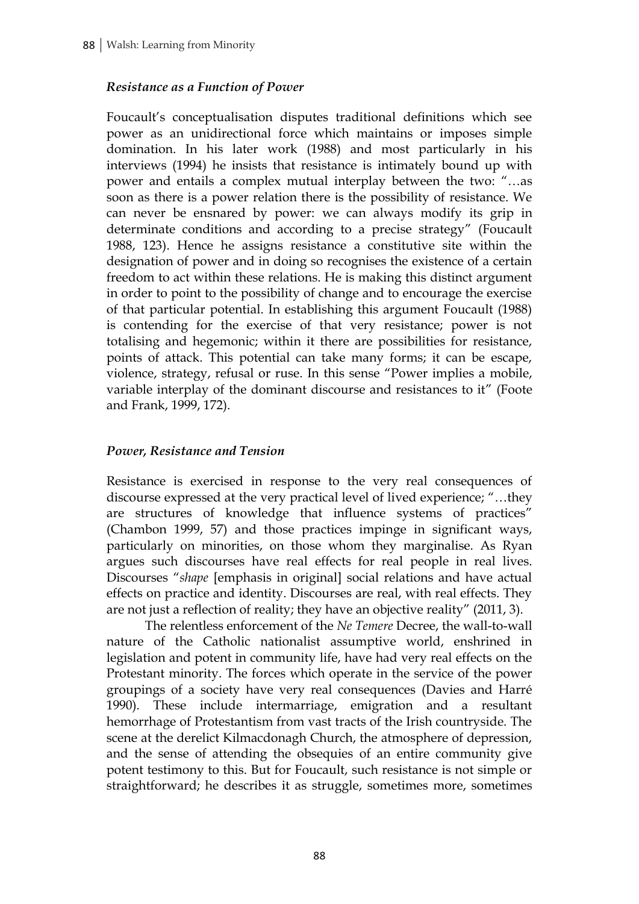### *Resistance as a Function of Power*

Foucault's conceptualisation disputes traditional definitions which see power as an unidirectional force which maintains or imposes simple domination. In his later work (1988) and most particularly in his interviews (1994) he insists that resistance is intimately bound up with power and entails a complex mutual interplay between the two: "…as soon as there is a power relation there is the possibility of resistance. We can never be ensnared by power: we can always modify its grip in determinate conditions and according to a precise strategy" (Foucault 1988, 123). Hence he assigns resistance a constitutive site within the designation of power and in doing so recognises the existence of a certain freedom to act within these relations. He is making this distinct argument in order to point to the possibility of change and to encourage the exercise of that particular potential. In establishing this argument Foucault (1988) is contending for the exercise of that very resistance; power is not totalising and hegemonic; within it there are possibilities for resistance, points of attack. This potential can take many forms; it can be escape, violence, strategy, refusal or ruse. In this sense "Power implies a mobile, variable interplay of the dominant discourse and resistances to it" (Foote and Frank, 1999, 172).

### *Power, Resistance and Tension*

Resistance is exercised in response to the very real consequences of discourse expressed at the very practical level of lived experience; "…they are structures of knowledge that influence systems of practices" (Chambon 1999, 57) and those practices impinge in significant ways, particularly on minorities, on those whom they marginalise. As Ryan argues such discourses have real effects for real people in real lives. Discourses "*shape* [emphasis in original] social relations and have actual effects on practice and identity. Discourses are real, with real effects. They are not just a reflection of reality; they have an objective reality" (2011, 3).

The relentless enforcement of the *Ne Temere* Decree, the wall-to-wall nature of the Catholic nationalist assumptive world, enshrined in legislation and potent in community life, have had very real effects on the Protestant minority. The forces which operate in the service of the power groupings of a society have very real consequences (Davies and Harré 1990). These include intermarriage, emigration and a resultant hemorrhage of Protestantism from vast tracts of the Irish countryside. The scene at the derelict Kilmacdonagh Church, the atmosphere of depression, and the sense of attending the obsequies of an entire community give potent testimony to this. But for Foucault, such resistance is not simple or straightforward; he describes it as struggle, sometimes more, sometimes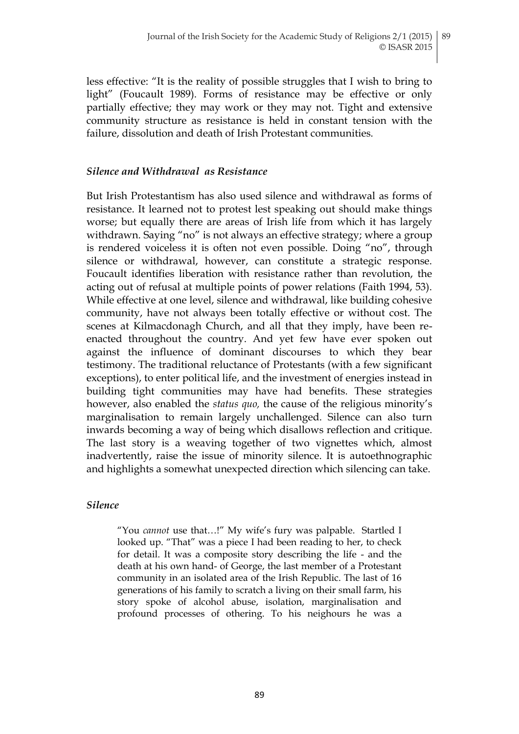less effective: "It is the reality of possible struggles that I wish to bring to light" (Foucault 1989). Forms of resistance may be effective or only partially effective; they may work or they may not. Tight and extensive community structure as resistance is held in constant tension with the failure, dissolution and death of Irish Protestant communities.

### *Silence and Withdrawal as Resistance*

But Irish Protestantism has also used silence and withdrawal as forms of resistance. It learned not to protest lest speaking out should make things worse; but equally there are areas of Irish life from which it has largely withdrawn. Saying "no" is not always an effective strategy; where a group is rendered voiceless it is often not even possible. Doing "no", through silence or withdrawal, however, can constitute a strategic response. Foucault identifies liberation with resistance rather than revolution, the acting out of refusal at multiple points of power relations (Faith 1994, 53). While effective at one level, silence and withdrawal, like building cohesive community, have not always been totally effective or without cost. The scenes at Kilmacdonagh Church, and all that they imply, have been re-enacted throughout the country. And yet few have ever spoken out against the influence of dominant discourses to which they bear testimony. The traditional reluctance of Protestants (with a few significant exceptions), to enter political life, and the investment of energies instead in building tight communities may have had benefits. These strategies however, also enabled the *status quo,* the cause of the religious minority's marginalisation to remain largely unchallenged. Silence can also turn inwards becoming a way of being which disallows reflection and critique. The last story is a weaving together of two vignettes which, almost inadvertently, raise the issue of minority silence. It is autoethnographic and highlights a somewhat unexpected direction which silencing can take.

### *Silence*

> "You *cannot* use that…!" My wife's fury was palpable. Startled I looked up. "That" was a piece I had been reading to her, to check for detail. It was a composite story describing the life - and the death at his own hand- of George, the last member of a Protestant community in an isolated area of the Irish Republic. The last of 16 generations of his family to scratch a living on their small farm, his story spoke of alcohol abuse, isolation, marginalisation and profound processes of othering. To his neighours he was a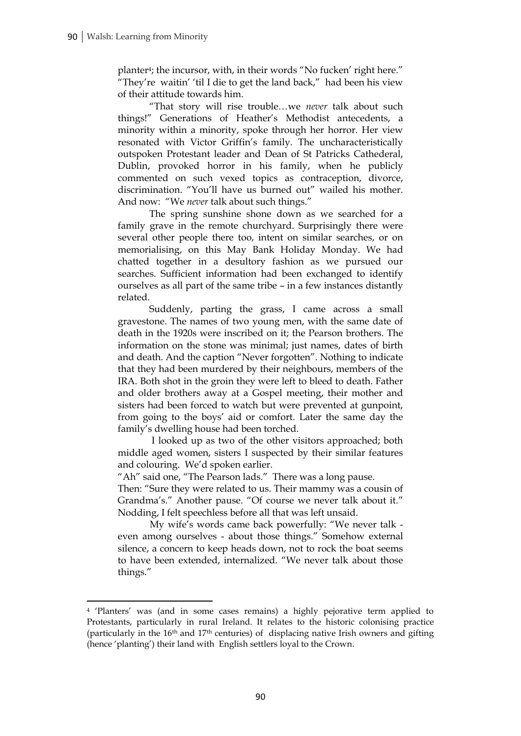planter[4]; the incursor, with, in their words "No fucken' right here." "They're waitin' 'til I die to get the land back," had been his view of their attitude towards him.

"That story will rise trouble…we *never* talk about such things!" Generations of Heather's Methodist antecedents, a minority within a minority, spoke through her horror. Her view resonated with Victor Griffin's family. The uncharacteristically outspoken Protestant leader and Dean of St Patricks Cathederal, Dublin, provoked horror in his family, when he publicly commented on such vexed topics as contraception, divorce, discrimination. "You'll have us burned out" wailed his mother. And now: "We *never* talk about such things."

The spring sunshine shone down as we searched for a family grave in the remote churchyard. Surprisingly there were several other people there too, intent on similar searches, or on memorialising, on this May Bank Holiday Monday. We had chatted together in a desultory fashion as we pursued our searches. Sufficient information had been exchanged to identify ourselves as all part of the same tribe – in a few instances distantly related.

Suddenly, parting the grass, I came across a small gravestone. The names of two young men, with the same date of death in the 1920s were inscribed on it; the Pearson brothers. The information on the stone was minimal; just names, dates of birth and death. And the caption "Never forgotten". Nothing to indicate that they had been murdered by their neighbours, members of the IRA. Both shot in the groin they were left to bleed to death. Father and older brothers away at a Gospel meeting, their mother and sisters had been forced to watch but were prevented at gunpoint, from going to the boys' aid or comfort. Later the same day the family's dwelling house had been torched.

I looked up as two of the other visitors approached; both middle aged women, sisters I suspected by their similar features and colouring. We'd spoken earlier.

"Ah" said one, "The Pearson lads." There was a long pause.

Then: "Sure they were related to us. Their mammy was a cousin of Grandma's." Another pause. "Of course we never talk about it." Nodding, I felt speechless before all that was left unsaid.

My wife's words came back powerfully: "We never talk - even among ourselves - about those things." Somehow external silence, a concern to keep heads down, not to rock the boat seems to have been extended, internalized. "We never talk about those things."

---

[4] 'Planters' was (and in some cases remains) a highly pejorative term applied to Protestants, particularly in rural Ireland. It relates to the historic colonising practice (particularly in the 16th and 17th centuries) of displacing native Irish owners and gifting (hence 'planting') their land with English settlers loyal to the Crown.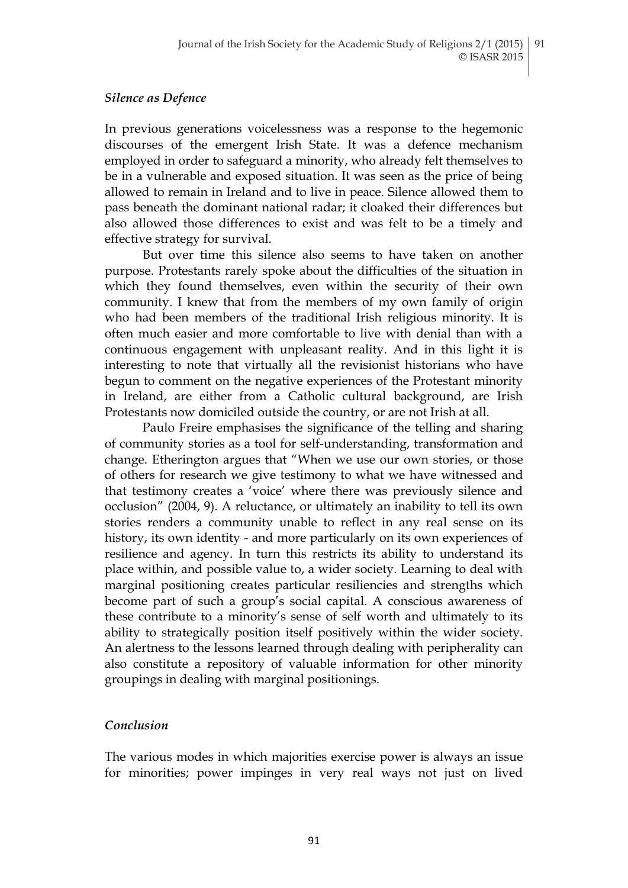### *Silence as Defence*

In previous generations voicelessness was a response to the hegemonic discourses of the emergent Irish State. It was a defence mechanism employed in order to safeguard a minority, who already felt themselves to be in a vulnerable and exposed situation. It was seen as the price of being allowed to remain in Ireland and to live in peace. Silence allowed them to pass beneath the dominant national radar; it cloaked their differences but also allowed those differences to exist and was felt to be a timely and effective strategy for survival.

But over time this silence also seems to have taken on another purpose. Protestants rarely spoke about the difficulties of the situation in which they found themselves, even within the security of their own community. I knew that from the members of my own family of origin who had been members of the traditional Irish religious minority. It is often much easier and more comfortable to live with denial than with a continuous engagement with unpleasant reality. And in this light it is interesting to note that virtually all the revisionist historians who have begun to comment on the negative experiences of the Protestant minority in Ireland, are either from a Catholic cultural background, are Irish Protestants now domiciled outside the country, or are not Irish at all.

Paulo Freire emphasises the significance of the telling and sharing of community stories as a tool for self-understanding, transformation and change. Etherington argues that "When we use our own stories, or those of others for research we give testimony to what we have witnessed and that testimony creates a 'voice' where there was previously silence and occlusion" (2004, 9). A reluctance, or ultimately an inability to tell its own stories renders a community unable to reflect in any real sense on its history, its own identity - and more particularly on its own experiences of resilience and agency. In turn this restricts its ability to understand its place within, and possible value to, a wider society. Learning to deal with marginal positioning creates particular resiliencies and strengths which become part of such a group's social capital. A conscious awareness of these contribute to a minority's sense of self worth and ultimately to its ability to strategically position itself positively within the wider society. An alertness to the lessons learned through dealing with peripherality can also constitute a repository of valuable information for other minority groupings in dealing with marginal positionings.

### *Conclusion*

The various modes in which majorities exercise power is always an issue for minorities; power impinges in very real ways not just on lived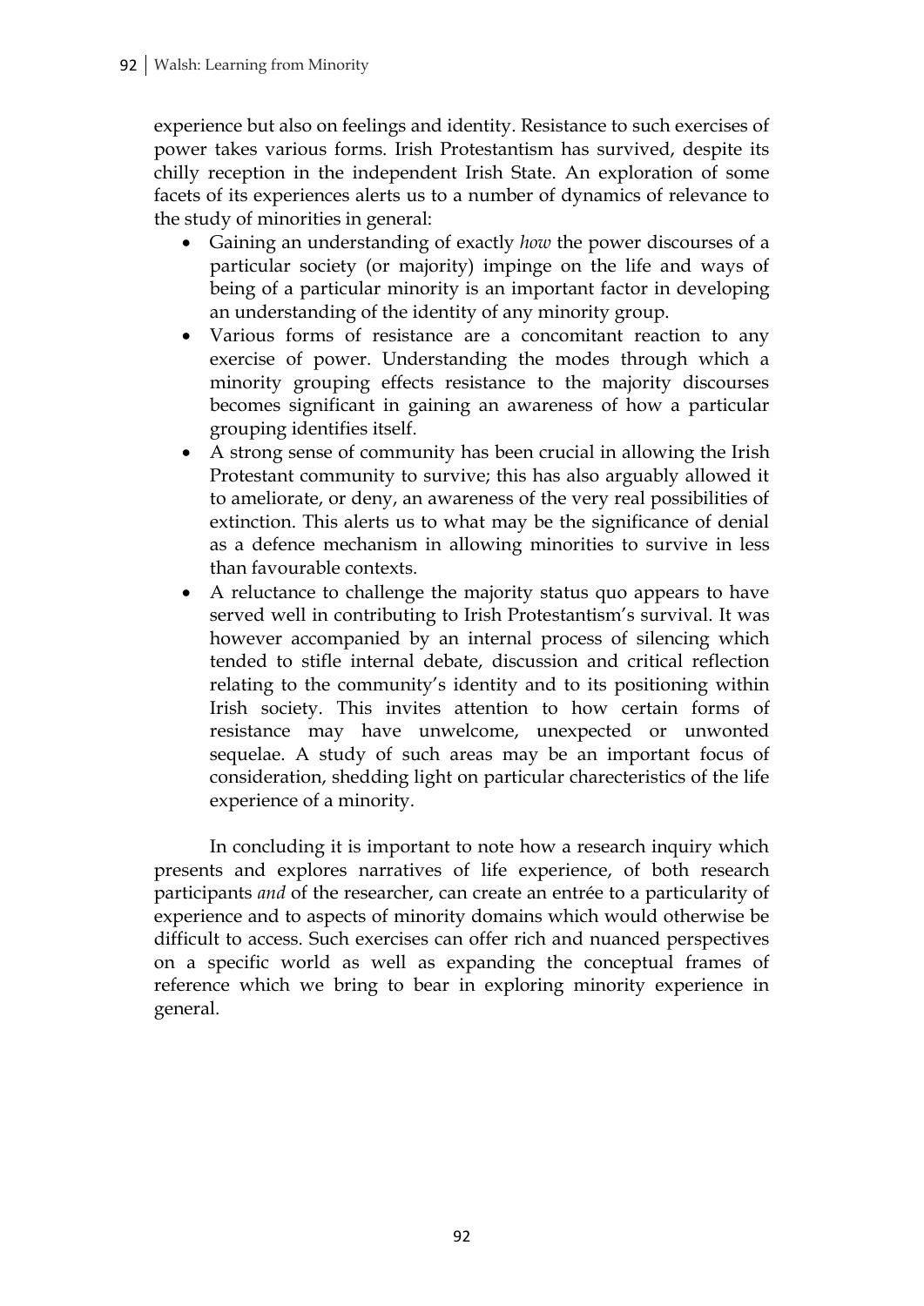experience but also on feelings and identity. Resistance to such exercises of power takes various forms. Irish Protestantism has survived, despite its chilly reception in the independent Irish State. An exploration of some facets of its experiences alerts us to a number of dynamics of relevance to the study of minorities in general:

- Gaining an understanding of exactly *how* the power discourses of a particular society (or majority) impinge on the life and ways of being of a particular minority is an important factor in developing an understanding of the identity of any minority group.
- Various forms of resistance are a concomitant reaction to any exercise of power. Understanding the modes through which a minority grouping effects resistance to the majority discourses becomes significant in gaining an awareness of how a particular grouping identifies itself.
- A strong sense of community has been crucial in allowing the Irish Protestant community to survive; this has also arguably allowed it to ameliorate, or deny, an awareness of the very real possibilities of extinction. This alerts us to what may be the significance of denial as a defence mechanism in allowing minorities to survive in less than favourable contexts.
- A reluctance to challenge the majority status quo appears to have served well in contributing to Irish Protestantism's survival. It was however accompanied by an internal process of silencing which tended to stifle internal debate, discussion and critical reflection relating to the community's identity and to its positioning within Irish society. This invites attention to how certain forms of resistance may have unwelcome, unexpected or unwonted sequelae. A study of such areas may be an important focus of consideration, shedding light on particular charecteristics of the life experience of a minority.

In concluding it is important to note how a research inquiry which presents and explores narratives of life experience, of both research participants *and* of the researcher, can create an entrée to a particularity of experience and to aspects of minority domains which would otherwise be difficult to access. Such exercises can offer rich and nuanced perspectives on a specific world as well as expanding the conceptual frames of reference which we bring to bear in exploring minority experience in general.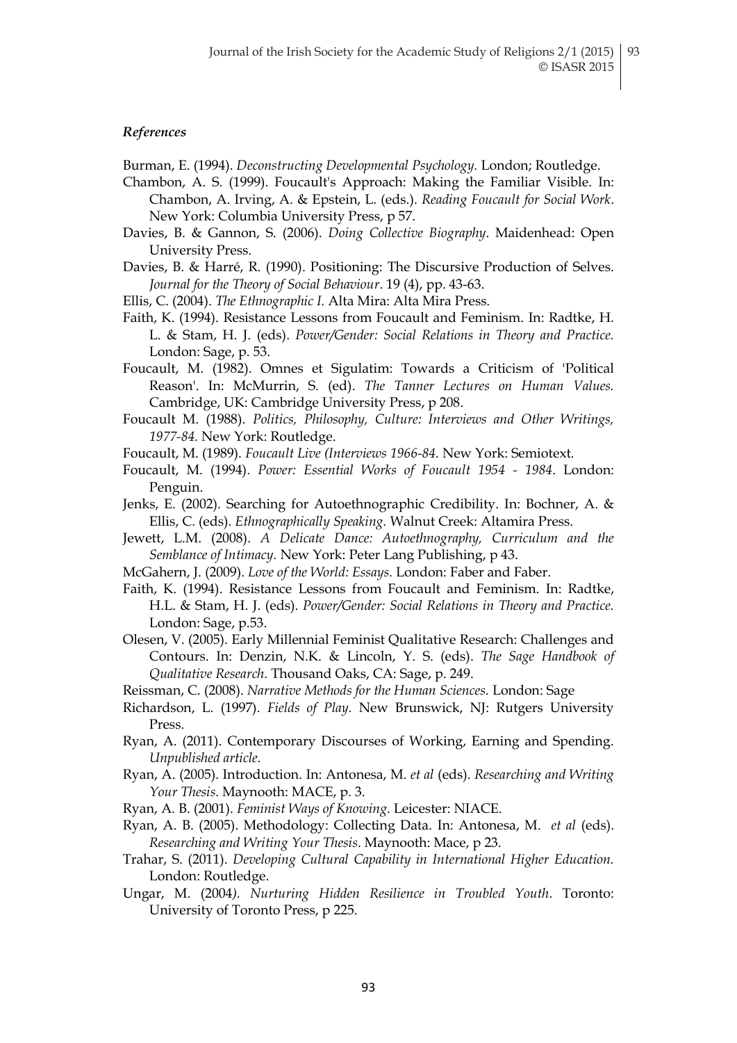### *References*

Burman, E. (1994). *Deconstructing Developmental Psychology.* London; Routledge.

Chambon, A. S. (1999). Foucault's Approach: Making the Familiar Visible. In: Chambon, A. Irving, A. & Epstein, L. (eds.). *Reading Foucault for Social Work*. New York: Columbia University Press, p 57.

Davies, B. & Gannon, S. (2006). *Doing Collective Biography*. Maidenhead: Open University Press.

Davies, B. & Harré, R. (1990). Positioning: The Discursive Production of Selves. *Journal for the Theory of Social Behaviour*. 19 (4), pp. 43-63.

Ellis, C. (2004). *The Ethnographic I.* Alta Mira: Alta Mira Press.

Faith, K. (1994). Resistance Lessons from Foucault and Feminism. In: Radtke, H. L. & Stam, H. J. (eds). *Power/Gender: Social Relations in Theory and Practice.* London: Sage, p. 53.

Foucault, M. (1982). Omnes et Sigulatim: Towards a Criticism of 'Political Reason'. In: McMurrin, S. (ed). *The Tanner Lectures on Human Values.* Cambridge, UK: Cambridge University Press, p 208.

Foucault M. (1988). *Politics, Philosophy, Culture: Interviews and Other Writings, 1977-84.* New York: Routledge.

Foucault, M. (1989). *Foucault Live (Interviews 1966-84.* New York: Semiotext.

Foucault, M. (1994). *Power: Essential Works of Foucault 1954 - 1984*. London: Penguin.

Jenks, E. (2002). Searching for Autoethnographic Credibility. In: Bochner, A. & Ellis, C. (eds). *Ethnographically Speaking.* Walnut Creek: Altamira Press.

Jewett, L.M. (2008). *A Delicate Dance: Autoethnography, Curriculum and the Semblance of Intimacy.* New York: Peter Lang Publishing, p 43.

McGahern, J. (2009). *Love of the World: Essays*. London: Faber and Faber.

Faith, K. (1994). Resistance Lessons from Foucault and Feminism. In: Radtke, H.L. & Stam, H. J. (eds). *Power/Gender: Social Relations in Theory and Practice.* London: Sage, p.53.

Olesen, V. (2005). Early Millennial Feminist Qualitative Research: Challenges and Contours. In: Denzin, N.K. & Lincoln, Y. S. (eds). *The Sage Handbook of Qualitative Research*. Thousand Oaks, CA: Sage, p. 249.

Reissman, C. (2008). *Narrative Methods for the Human Sciences.* London: Sage

Richardson, L. (1997). *Fields of Play.* New Brunswick, NJ: Rutgers University Press.

Ryan, A. (2011). Contemporary Discourses of Working, Earning and Spending. *Unpublished article.*

Ryan, A. (2005). Introduction. In: Antonesa, M. *et al* (eds). *Researching and Writing Your Thesis*. Maynooth: MACE, p. 3.

Ryan, A. B. (2001). *Feminist Ways of Knowing*. Leicester: NIACE.

Ryan, A. B. (2005). Methodology: Collecting Data. In: Antonesa, M. *et al* (eds). *Researching and Writing Your Thesis*. Maynooth: Mace, p 23.

Trahar, S. (2011). *Developing Cultural Capability in International Higher Education.* London: Routledge.

Ungar, M. (2004*). Nurturing Hidden Resilience in Troubled Youth*. Toronto: University of Toronto Press, p 225.